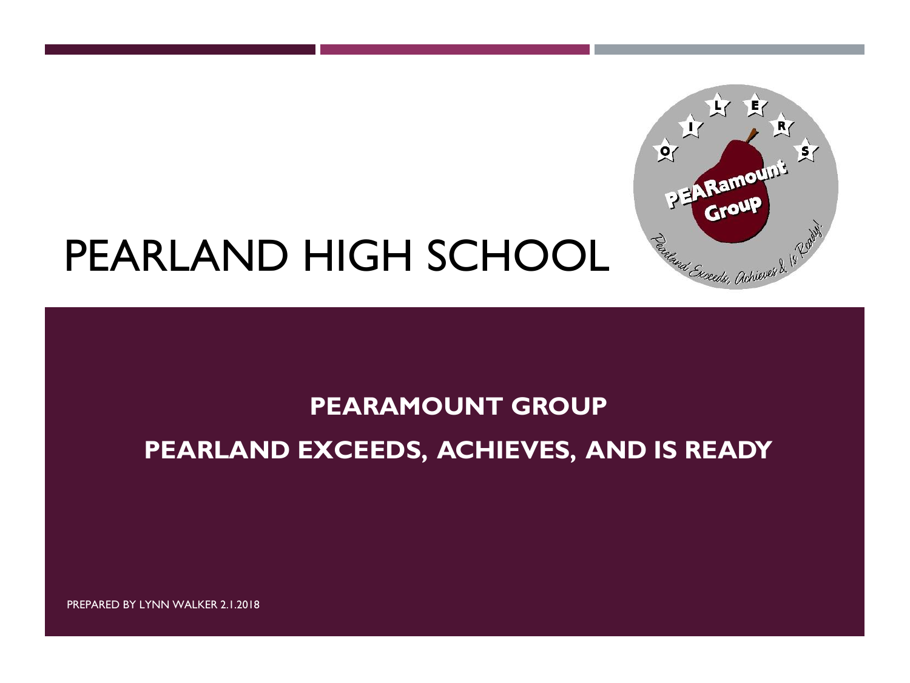# PEARLAND HIGH SCHOOL

**PEARAMOUNT GROUP**

**PEARLAND EXCEEDS, ACHIEVES, AND IS READY**

PREPARED BY LYNN WALKER 2.1.2018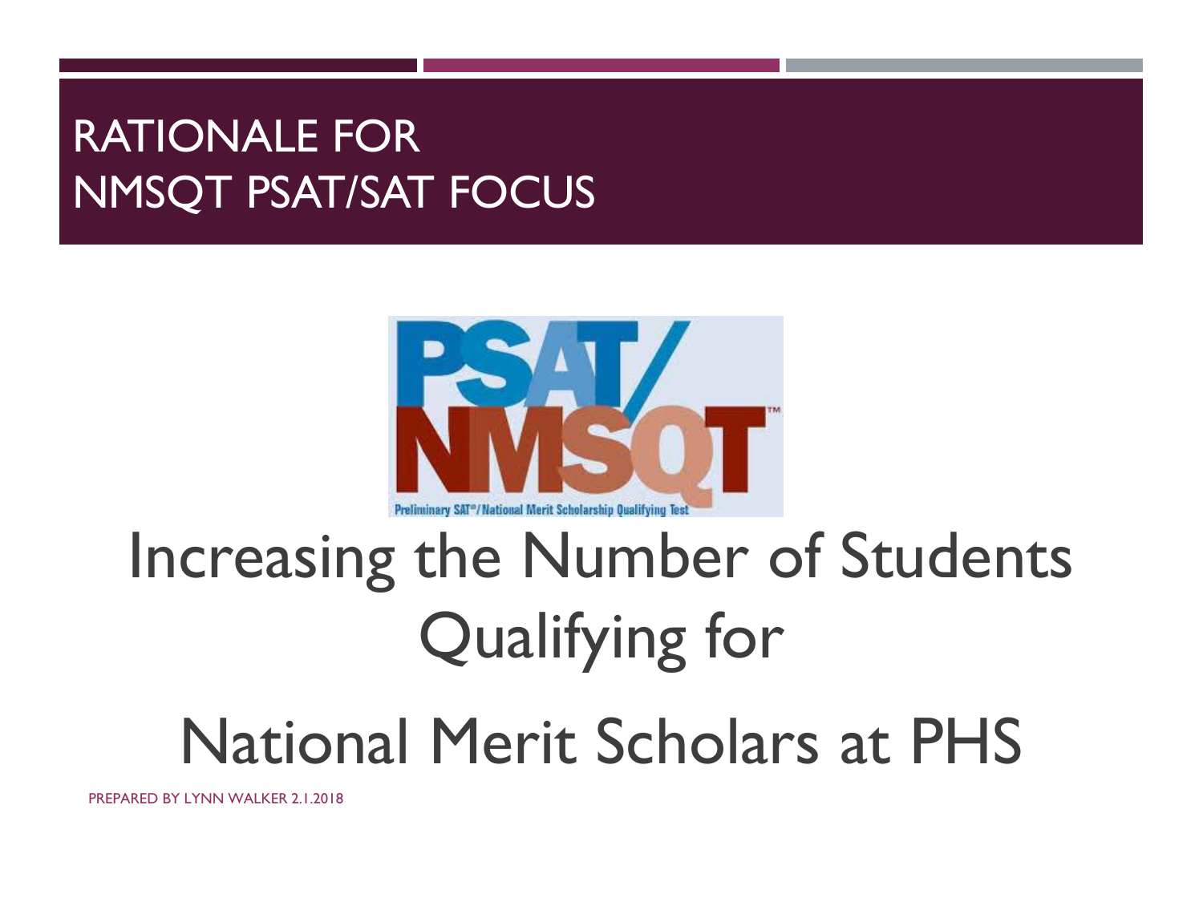# RATIONALE FOR NMSQT PSAT/SAT FOCUS

Increasing the Number of Students Qualifying for

National Merit Scholars at PHS

PREPARED BY LYNN WALKER 2.1.2018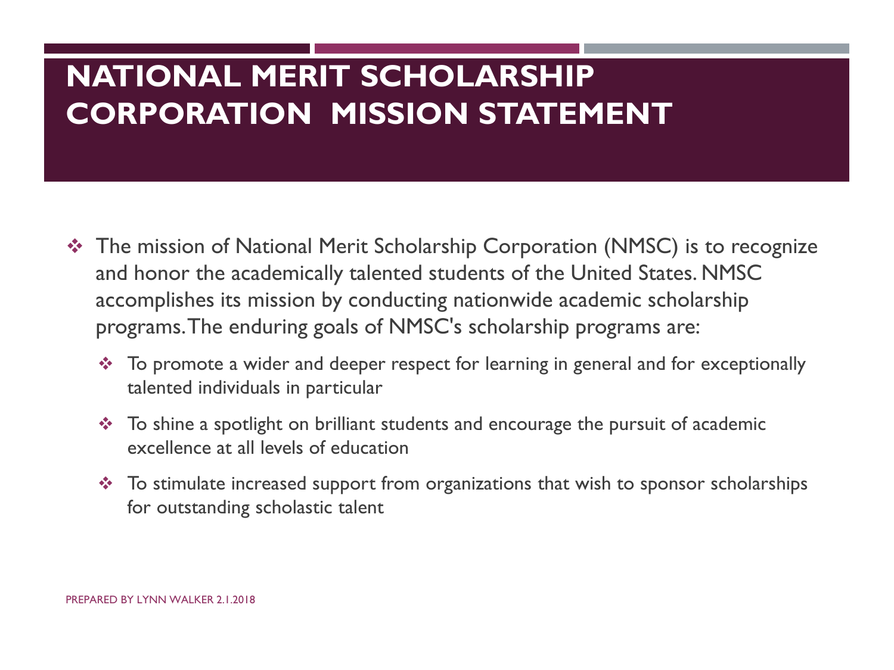# NATIONAL MERIT SCHOLARSHIP CORPORATION MISSION STATEMENT

- The mission of National Merit Scholarship Corporation (NMSC) is to recognize and honor the academically talented students of the United States. NMSC accomplishes its mission by conducting nationwide academic scholarship programs. The enduring goals of NMSC's scholarship programs are:
  - To promote a wider and deeper respect for learning in general and for exceptionally talented individuals in particular
  - To shine a spotlight on brilliant students and encourage the pursuit of academic excellence at all levels of education
  - To stimulate increased support from organizations that wish to sponsor scholarships for outstanding scholastic talent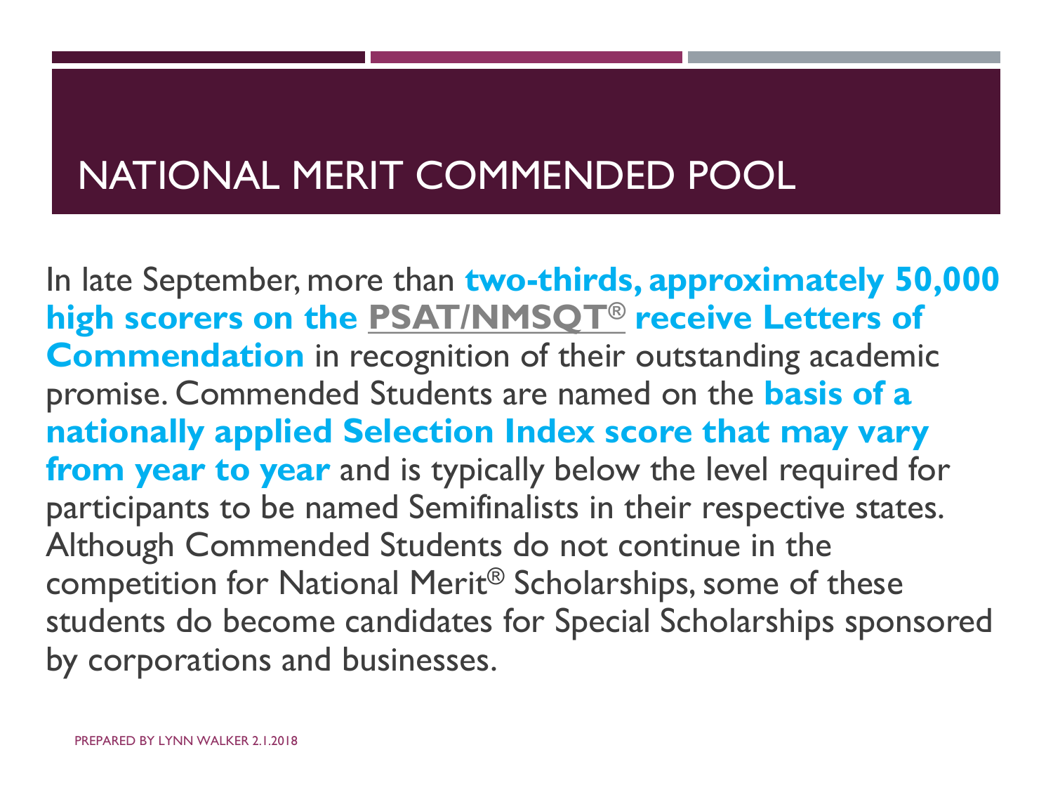# NATIONAL MERIT COMMENDED POOL

In late September, more than **two-thirds, approximately 50,000 high scorers on the PSAT/NMSQT® receive Letters of Commendation** in recognition of their outstanding academic promise. Commended Students are named on the **basis of a nationally applied Selection Index score that may vary from year to year** and is typically below the level required for participants to be named Semifinalists in their respective states. Although Commended Students do not continue in the competition for National Merit® Scholarships, some of these students do become candidates for Special Scholarships sponsored by corporations and businesses.

PREPARED BY LYNN WALKER 2.1.2018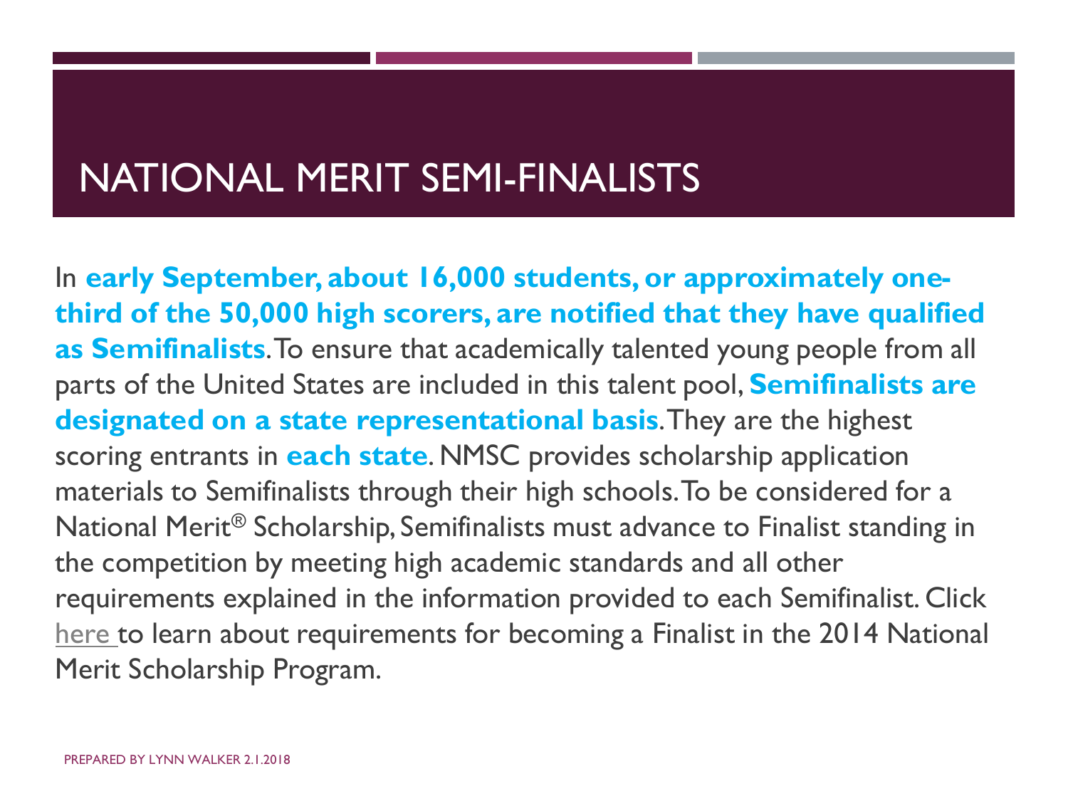# NATIONAL MERIT SEMI-FINALISTS

In **early September, about 16,000 students, or approximately one-third of the 50,000 high scorers, are notified that they have qualified as Semifinalists**. To ensure that academically talented young people from all parts of the United States are included in this talent pool, **Semifinalists are designated on a state representational basis**. They are the highest scoring entrants in **each state**. NMSC provides scholarship application materials to Semifinalists through their high schools. To be considered for a National Merit® Scholarship, Semifinalists must advance to Finalist standing in the competition by meeting high academic standards and all other requirements explained in the information provided to each Semifinalist. Click here to learn about requirements for becoming a Finalist in the 2014 National Merit Scholarship Program.

PREPARED BY LYNN WALKER 2.1.2018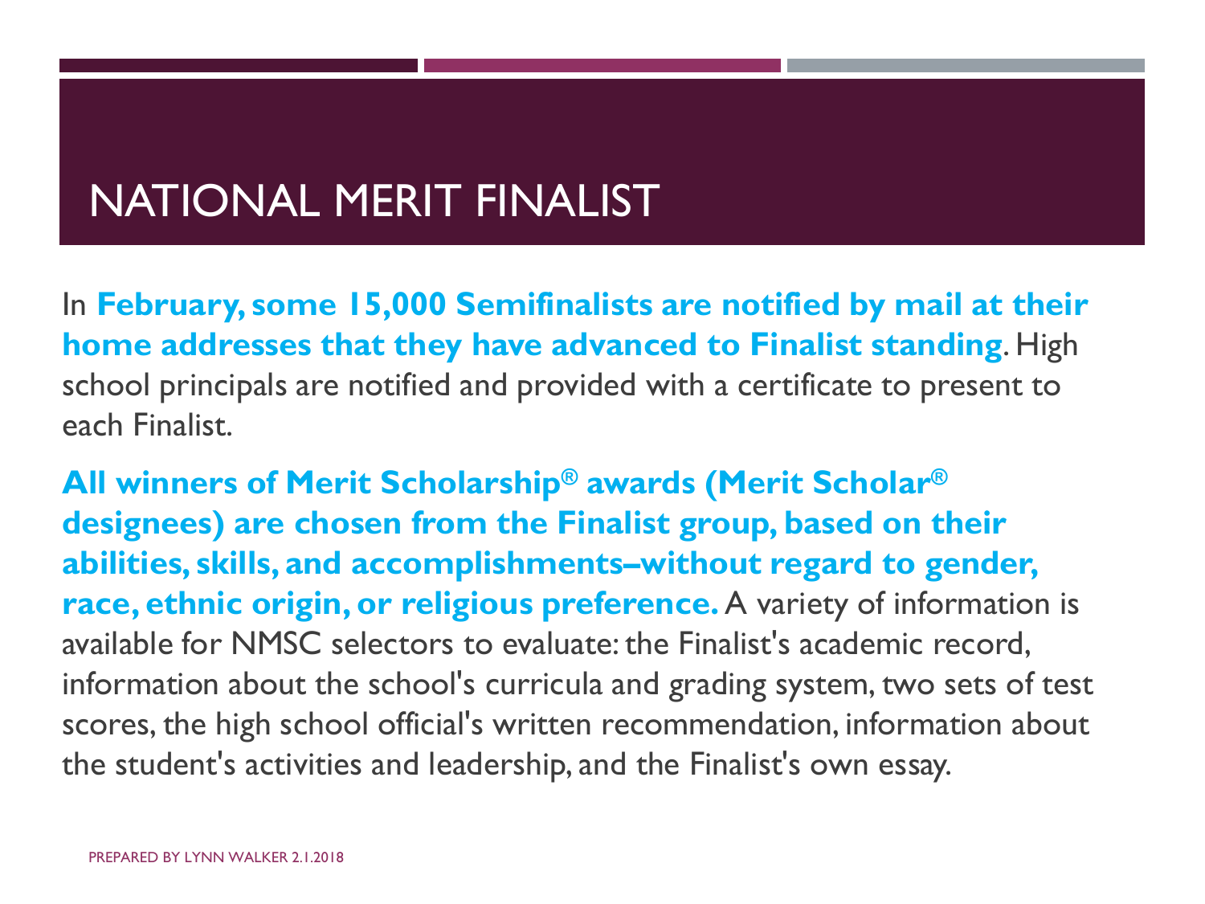# NATIONAL MERIT FINALIST

In **February, some 15,000 Semifinalists are notified by mail at their home addresses that they have advanced to Finalist standing**. High school principals are notified and provided with a certificate to present to each Finalist.

**All winners of Merit Scholarship® awards (Merit Scholar® designees) are chosen from the Finalist group, based on their abilities, skills, and accomplishments–without regard to gender, race, ethnic origin, or religious preference.** A variety of information is available for NMSC selectors to evaluate: the Finalist's academic record, information about the school's curricula and grading system, two sets of test scores, the high school official's written recommendation, information about the student's activities and leadership, and the Finalist's own essay.

PREPARED BY LYNN WALKER 2.1.2018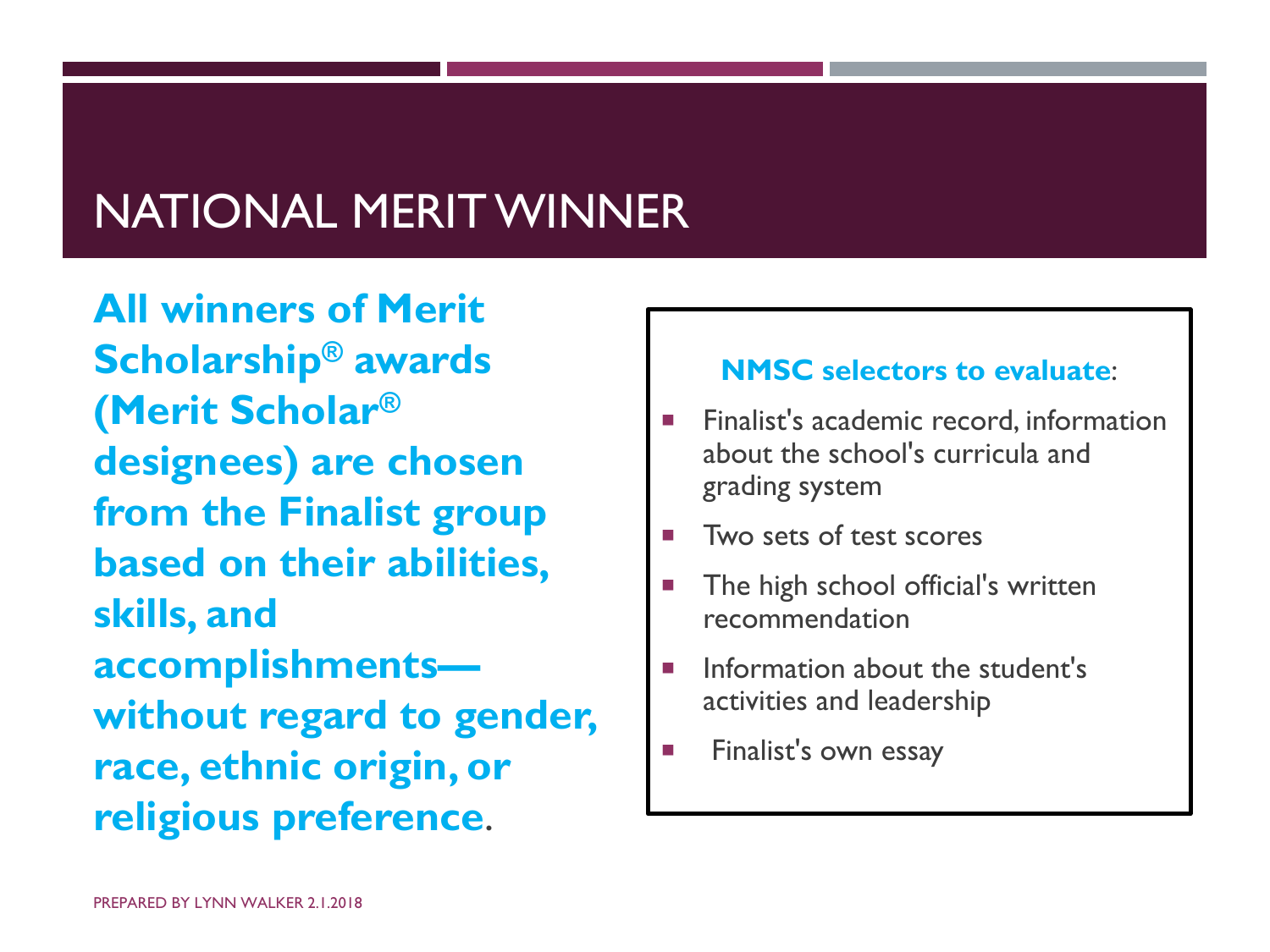# NATIONAL MERIT WINNER

**All winners of Merit Scholarship® awards (Merit Scholar® designees) are chosen from the Finalist group based on their abilities, skills, and accomplishments—without regard to gender, race, ethnic origin, or religious preference**.

**NMSC selectors to evaluate**:

- Finalist's academic record, information about the school's curricula and grading system
- Two sets of test scores
- The high school official's written recommendation
- Information about the student's activities and leadership
- Finalist's own essay

PREPARED BY LYNN WALKER 2.1.2018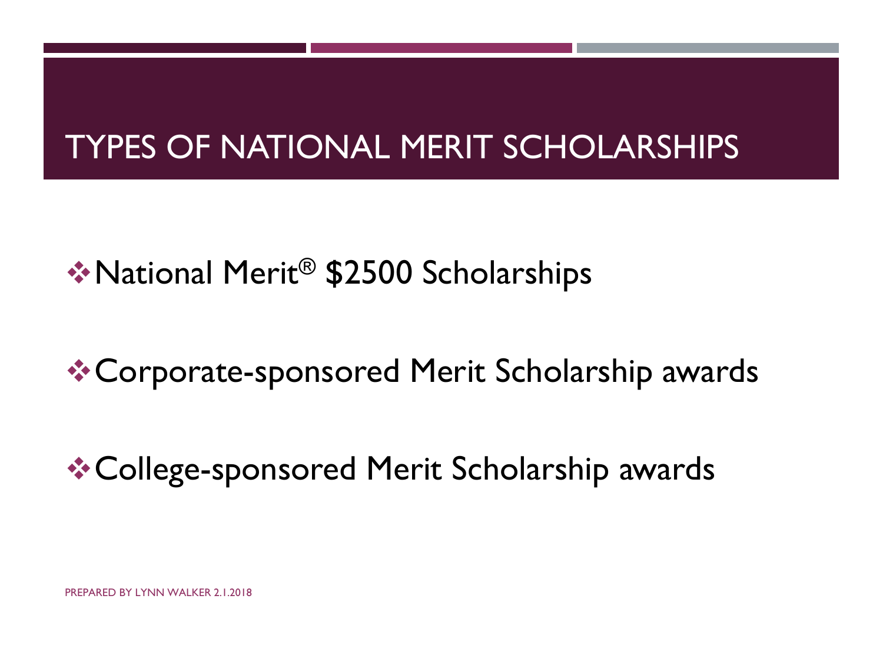# TYPES OF NATIONAL MERIT SCHOLARSHIPS

- National Merit® $2500 Scholarships
- Corporate-sponsored Merit Scholarship awards
- College-sponsored Merit Scholarship awards

PREPARED BY LYNN WALKER 2.1.2018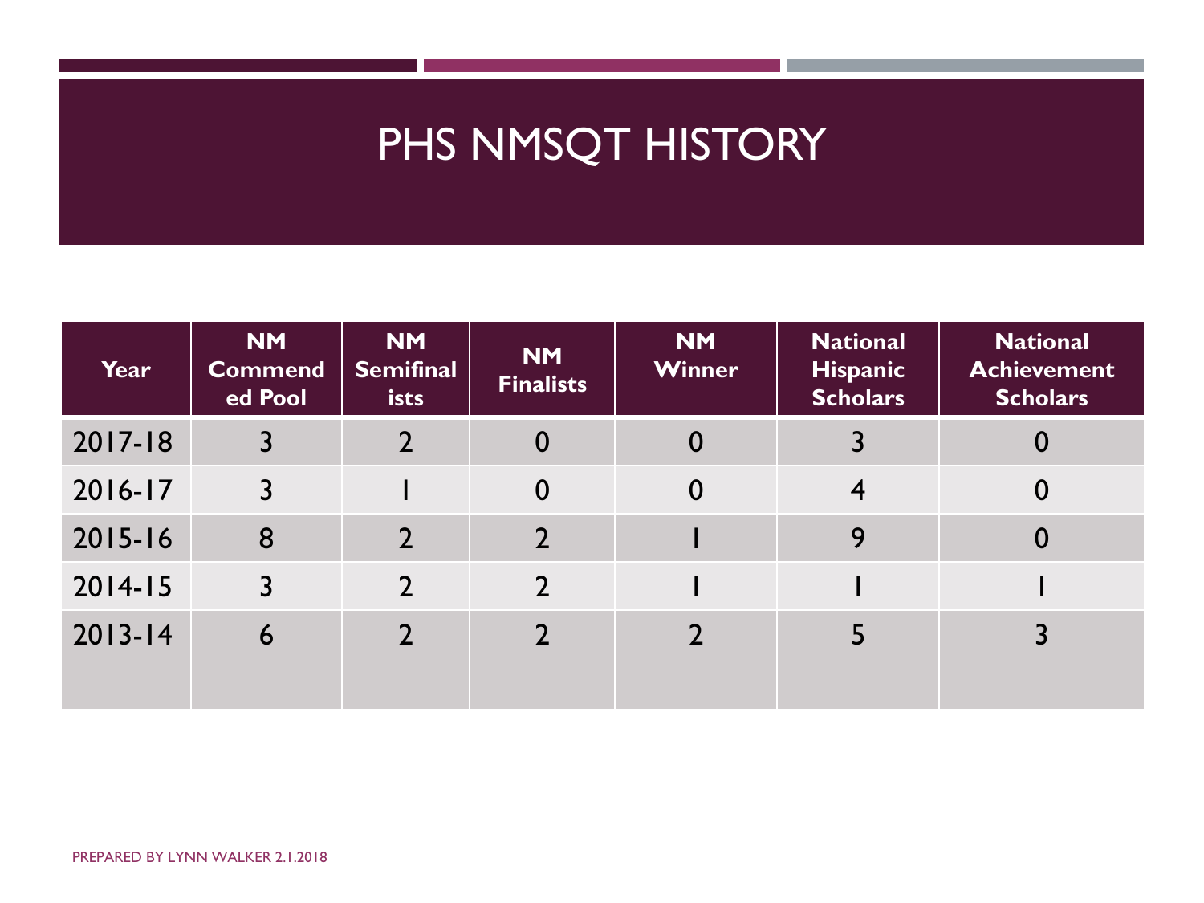# PHS NMSQT HISTORY

| Year | NM Commended Pool | NM Semifinalists | NM Finalists | NM Winner | National Hispanic Scholars | National Achievement Scholars |
|---|---|---|---|---|---|---|
| 2017-18 | 3 | 2 | 0 | 0 | 3 | 0 |
| 2016-17 | 3 | 1 | 0 | 0 | 4 | 0 |
| 2015-16 | 8 | 2 | 2 | 1 | 9 | 0 |
| 2014-15 | 3 | 2 | 2 | 1 | 1 | 1 |
| 2013-14 | 6 | 2 | 2 | 2 | 5 | 3 |

PREPARED BY LYNN WALKER 2.1.2018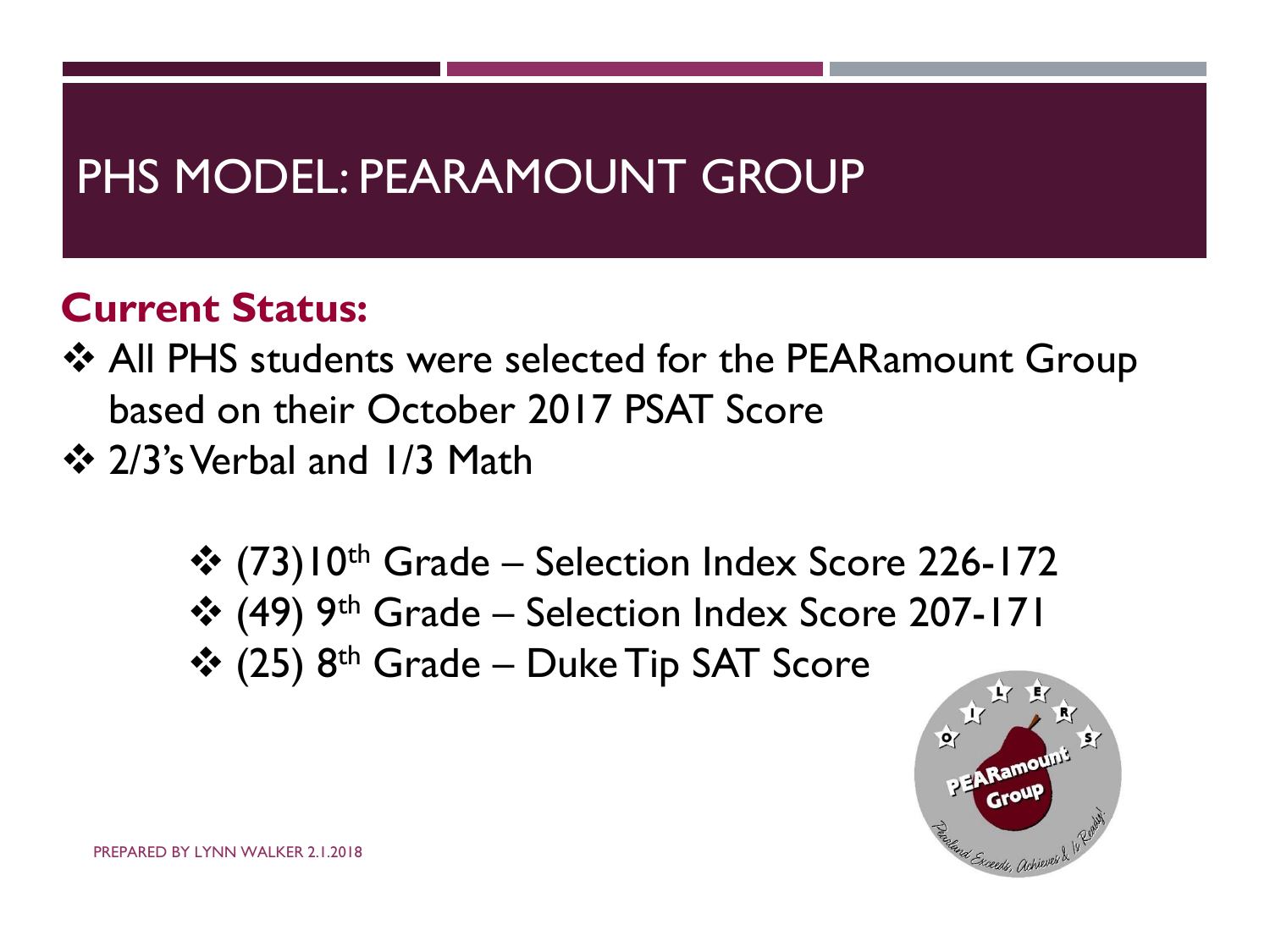# PHS MODEL: PEARAMOUNT GROUP

**Current Status:**

- ❖ All PHS students were selected for the PEARamount Group based on their October 2017 PSAT Score
- ❖ 2/3's Verbal and 1/3 Math
  - ❖ (73)10th Grade – Selection Index Score 226-172
  - ❖ (49) 9th Grade – Selection Index Score 207-171
  - ❖ (25) 8th Grade – Duke Tip SAT Score

PREPARED BY LYNN WALKER 2.1.2018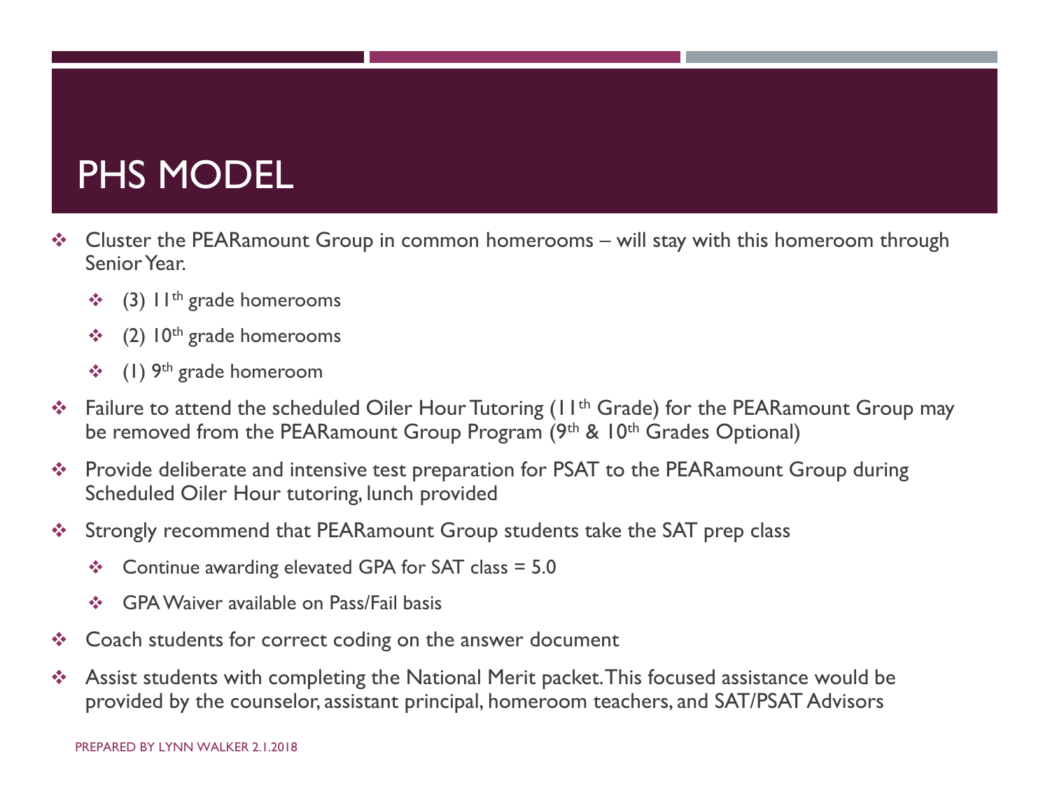# PHS MODEL

- Cluster the PEARamount Group in common homerooms – will stay with this homeroom through Senior Year.
  - (3) 11th grade homerooms
  - (2) 10th grade homerooms
  - (1) 9th grade homeroom
- Failure to attend the scheduled Oiler Hour Tutoring (11th Grade) for the PEARamount Group may be removed from the PEARamount Group Program (9th & 10th Grades Optional)
- Provide deliberate and intensive test preparation for PSAT to the PEARamount Group during Scheduled Oiler Hour tutoring, lunch provided
- Strongly recommend that PEARamount Group students take the SAT prep class
  - Continue awarding elevated GPA for SAT class = 5.0
  - GPA Waiver available on Pass/Fail basis
- Coach students for correct coding on the answer document
- Assist students with completing the National Merit packet. This focused assistance would be provided by the counselor, assistant principal, homeroom teachers, and SAT/PSAT Advisors

PREPARED BY LYNN WALKER 2.1.2018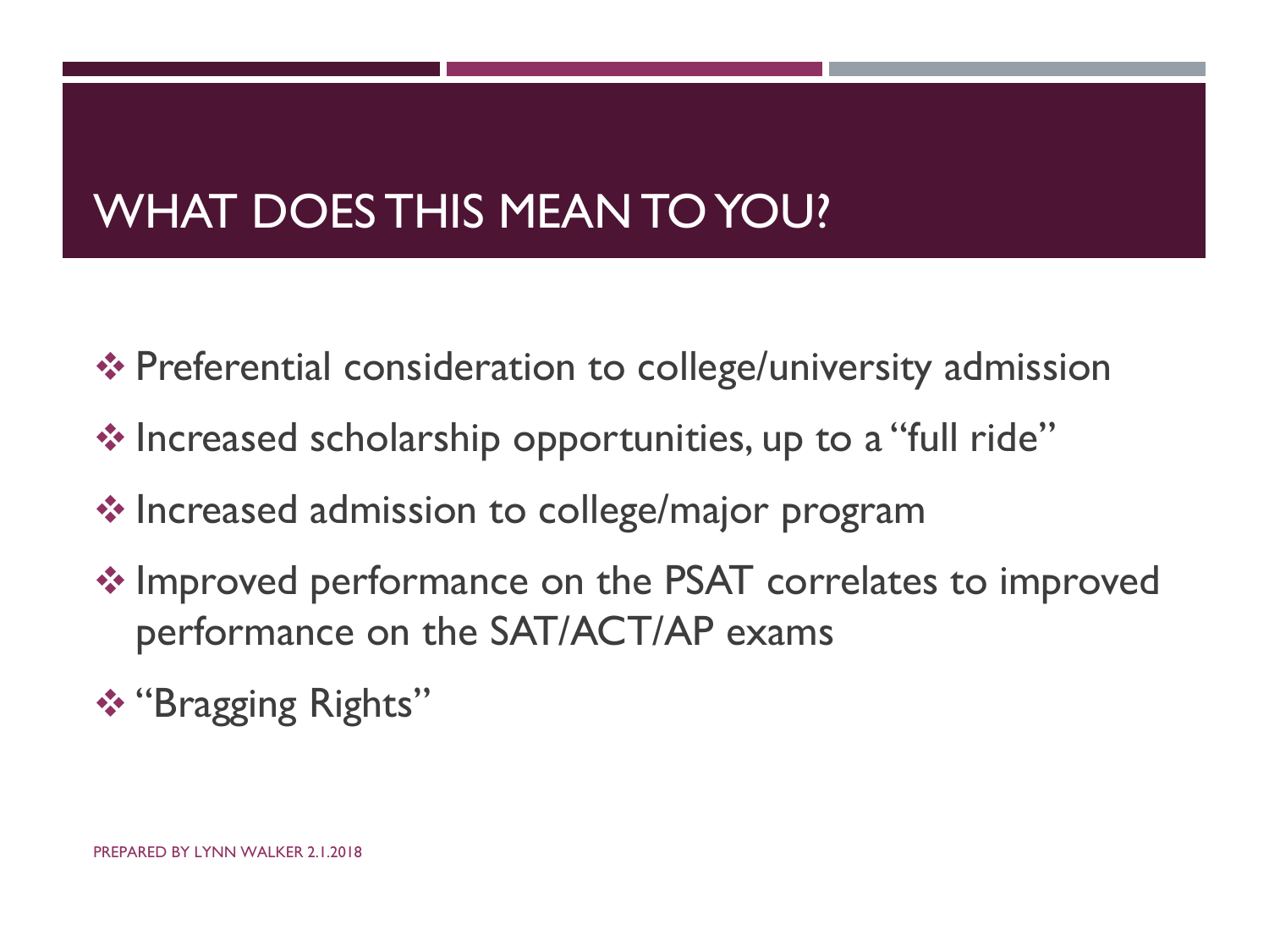# WHAT DOES THIS MEAN TO YOU?

- Preferential consideration to college/university admission
- Increased scholarship opportunities, up to a "full ride"
- Increased admission to college/major program
- Improved performance on the PSAT correlates to improved performance on the SAT/ACT/AP exams
- "Bragging Rights"

PREPARED BY LYNN WALKER 2.1.2018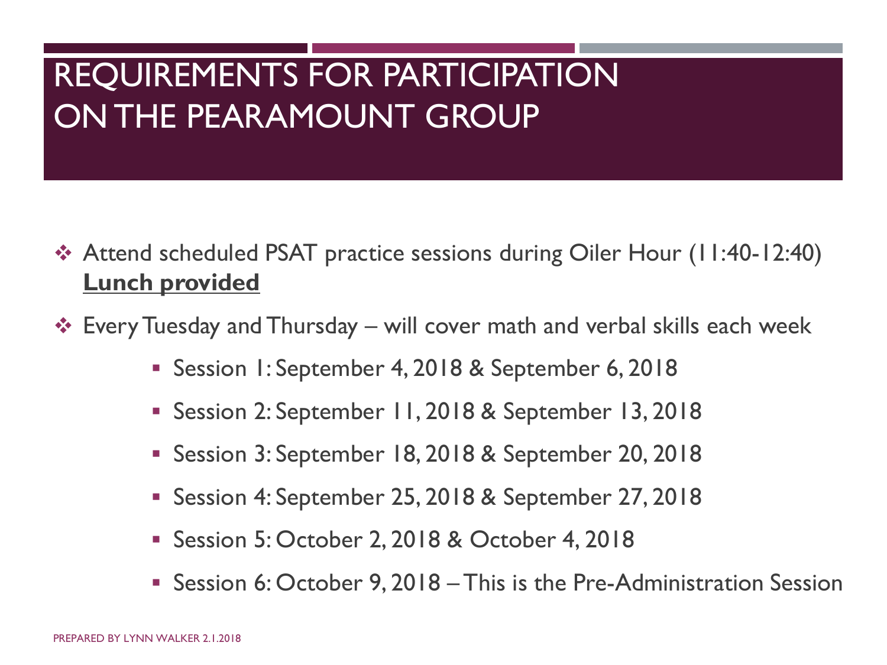# REQUIREMENTS FOR PARTICIPATION ON THE PEARAMOUNT GROUP

- Attend scheduled PSAT practice sessions during Oiler Hour (11:40-12:40) **Lunch provided**
- Every Tuesday and Thursday – will cover math and verbal skills each week
  - Session 1: September 4, 2018 & September 6, 2018
  - Session 2: September 11, 2018 & September 13, 2018
  - Session 3: September 18, 2018 & September 20, 2018
  - Session 4: September 25, 2018 & September 27, 2018
  - Session 5: October 2, 2018 & October 4, 2018
  - Session 6: October 9, 2018 – This is the Pre-Administration Session

PREPARED BY LYNN WALKER 2.1.2018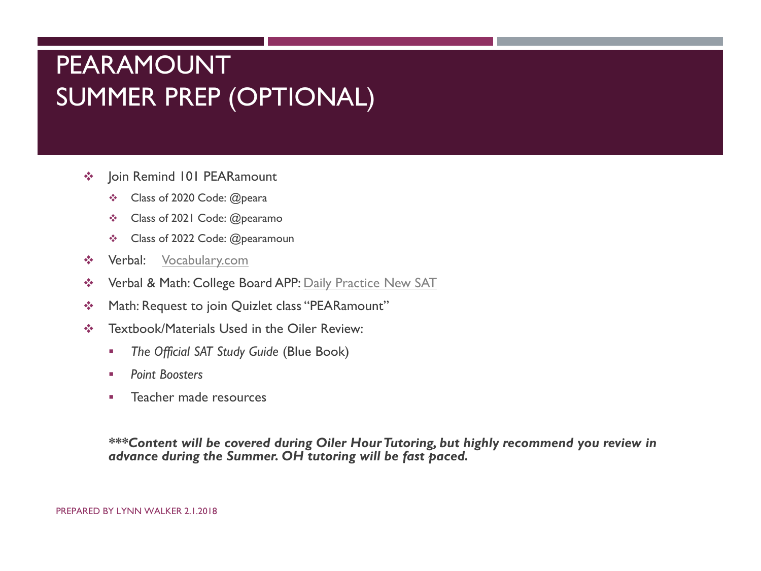# PEARAMOUNT SUMMER PREP (OPTIONAL)

- Join Remind 101 PEARamount
  - Class of 2020 Code: @peara
  - Class of 2021 Code: @pearamo
  - Class of 2022 Code: @pearamoun
- Verbal: Vocabulary.com
- Verbal & Math: College Board APP: Daily Practice New SAT
- Math: Request to join Quizlet class "PEARamount"
- Textbook/Materials Used in the Oiler Review:
  - *The Official SAT Study Guide* (Blue Book)
  - *Point Boosters*
  - Teacher made resources

***\*\*\*Content will be covered during Oiler Hour Tutoring, but highly recommend you review in advance during the Summer. OH tutoring will be fast paced.***

PREPARED BY LYNN WALKER 2.1.2018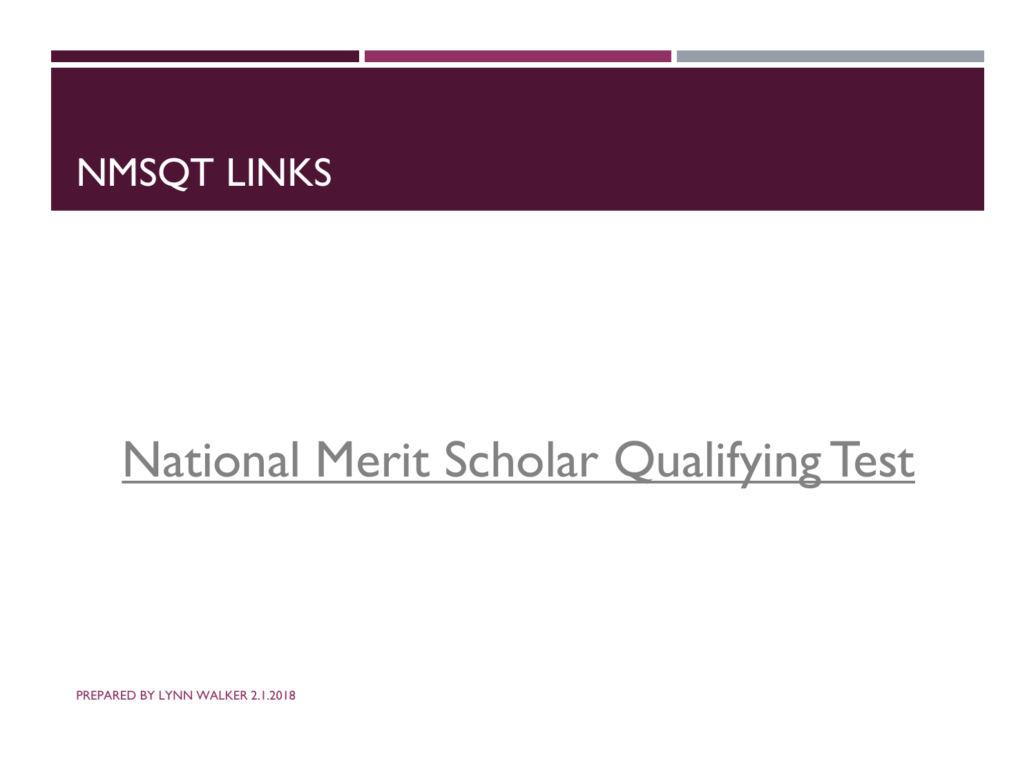# NMSQT LINKS

National Merit Scholar Qualifying Test

PREPARED BY LYNN WALKER 2.1.2018